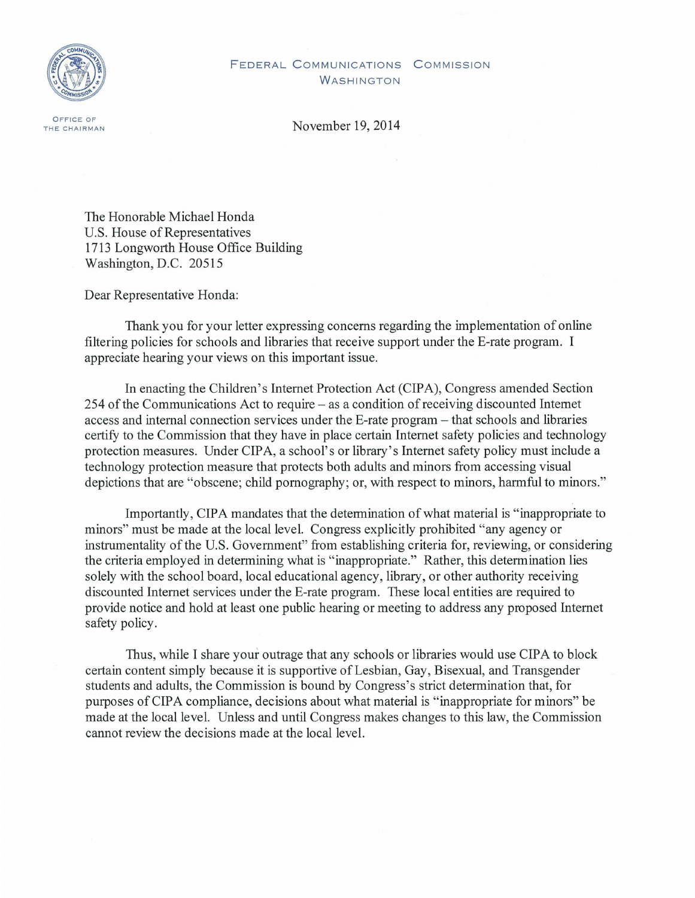FEDERAL COMMUNICATIONS COMMISSION
WASHINGTON

OFFICE OF
THE CHAIRMAN

November 19, 2014

The Honorable Michael Honda
U.S. House of Representatives
1713 Longworth House Office Building
Washington, D.C. 20515

Dear Representative Honda:

Thank you for your letter expressing concerns regarding the implementation of online filtering policies for schools and libraries that receive support under the E-rate program. I appreciate hearing your views on this important issue.

In enacting the Children's Internet Protection Act (CIPA), Congress amended Section 254 of the Communications Act to require – as a condition of receiving discounted Internet access and internal connection services under the E-rate program – that schools and libraries certify to the Commission that they have in place certain Internet safety policies and technology protection measures. Under CIPA, a school's or library's Internet safety policy must include a technology protection measure that protects both adults and minors from accessing visual depictions that are "obscene; child pornography; or, with respect to minors, harmful to minors."

Importantly, CIPA mandates that the determination of what material is "inappropriate to minors" must be made at the local level. Congress explicitly prohibited "any agency or instrumentality of the U.S. Government" from establishing criteria for, reviewing, or considering the criteria employed in determining what is "inappropriate." Rather, this determination lies solely with the school board, local educational agency, library, or other authority receiving discounted Internet services under the E-rate program. These local entities are required to provide notice and hold at least one public hearing or meeting to address any proposed Internet safety policy.

Thus, while I share your outrage that any schools or libraries would use CIPA to block certain content simply because it is supportive of Lesbian, Gay, Bisexual, and Transgender students and adults, the Commission is bound by Congress's strict determination that, for purposes of CIPA compliance, decisions about what material is "inappropriate for minors" be made at the local level. Unless and until Congress makes changes to this law, the Commission cannot review the decisions made at the local level.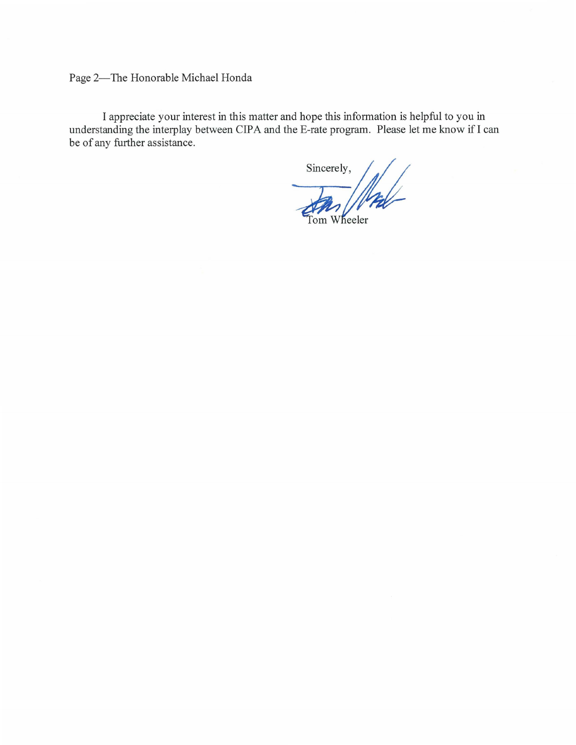Page 2—The Honorable Michael Honda

I appreciate your interest in this matter and hope this information is helpful to you in understanding the interplay between CIPA and the E-rate program. Please let me know if I can be of any further assistance.

Sincerely,

Tom Wheeler